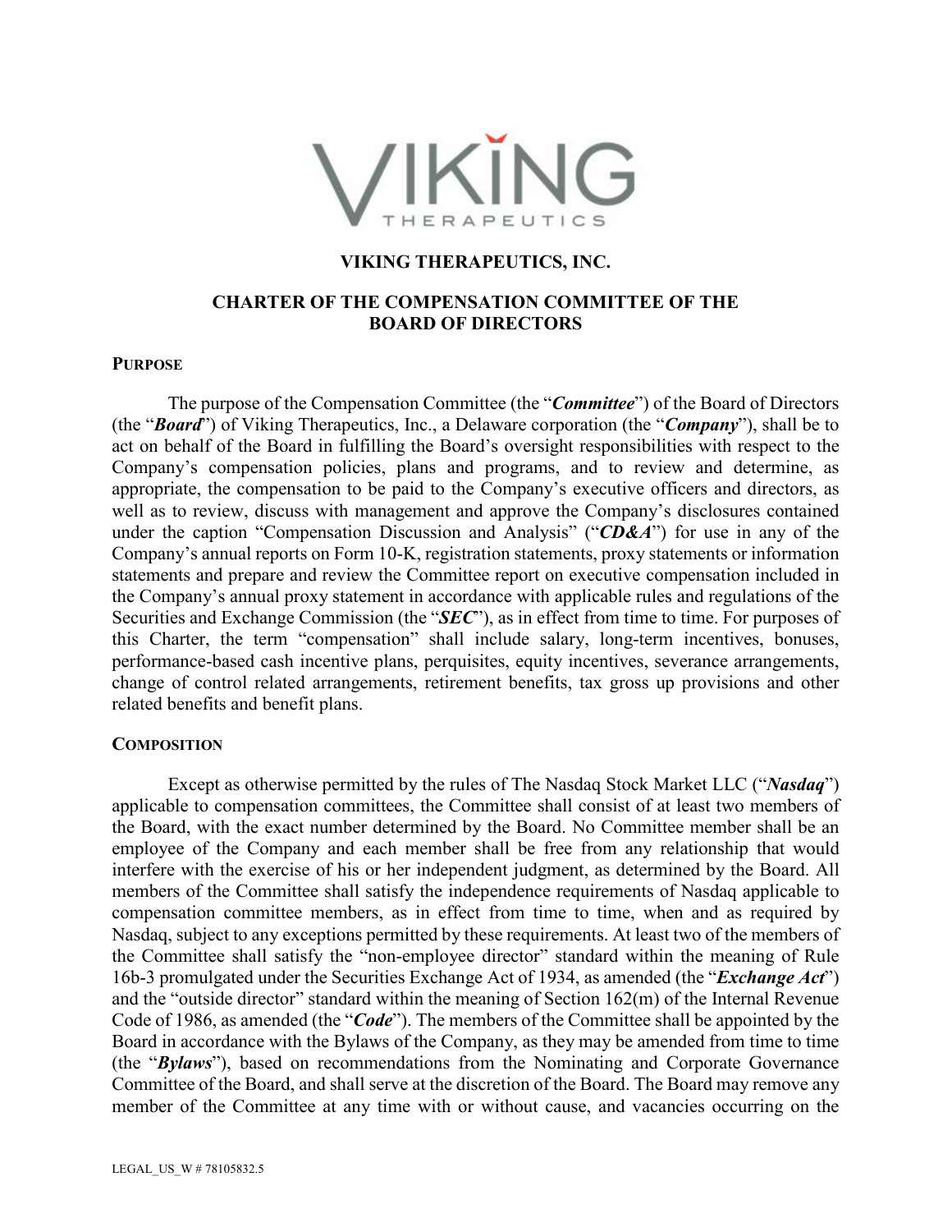# VIKING THERAPEUTICS, INC.

## CHARTER OF THE COMPENSATION COMMITTEE OF THE BOARD OF DIRECTORS

### PURPOSE

The purpose of the Compensation Committee (the "***Committee***") of the Board of Directors (the "***Board***") of Viking Therapeutics, Inc., a Delaware corporation (the "***Company***"), shall be to act on behalf of the Board in fulfilling the Board's oversight responsibilities with respect to the Company's compensation policies, plans and programs, and to review and determine, as appropriate, the compensation to be paid to the Company's executive officers and directors, as well as to review, discuss with management and approve the Company's disclosures contained under the caption "Compensation Discussion and Analysis" ("***CD&A***") for use in any of the Company's annual reports on Form 10-K, registration statements, proxy statements or information statements and prepare and review the Committee report on executive compensation included in the Company's annual proxy statement in accordance with applicable rules and regulations of the Securities and Exchange Commission (the "***SEC***"), as in effect from time to time. For purposes of this Charter, the term "compensation" shall include salary, long-term incentives, bonuses, performance-based cash incentive plans, perquisites, equity incentives, severance arrangements, change of control related arrangements, retirement benefits, tax gross up provisions and other related benefits and benefit plans.

### COMPOSITION

Except as otherwise permitted by the rules of The Nasdaq Stock Market LLC ("***Nasdaq***") applicable to compensation committees, the Committee shall consist of at least two members of the Board, with the exact number determined by the Board. No Committee member shall be an employee of the Company and each member shall be free from any relationship that would interfere with the exercise of his or her independent judgment, as determined by the Board. All members of the Committee shall satisfy the independence requirements of Nasdaq applicable to compensation committee members, as in effect from time to time, when and as required by Nasdaq, subject to any exceptions permitted by these requirements. At least two of the members of the Committee shall satisfy the "non-employee director" standard within the meaning of Rule 16b-3 promulgated under the Securities Exchange Act of 1934, as amended (the "***Exchange Act***") and the "outside director" standard within the meaning of Section 162(m) of the Internal Revenue Code of 1986, as amended (the "***Code***"). The members of the Committee shall be appointed by the Board in accordance with the Bylaws of the Company, as they may be amended from time to time (the "***Bylaws***"), based on recommendations from the Nominating and Corporate Governance Committee of the Board, and shall serve at the discretion of the Board. The Board may remove any member of the Committee at any time with or without cause, and vacancies occurring on the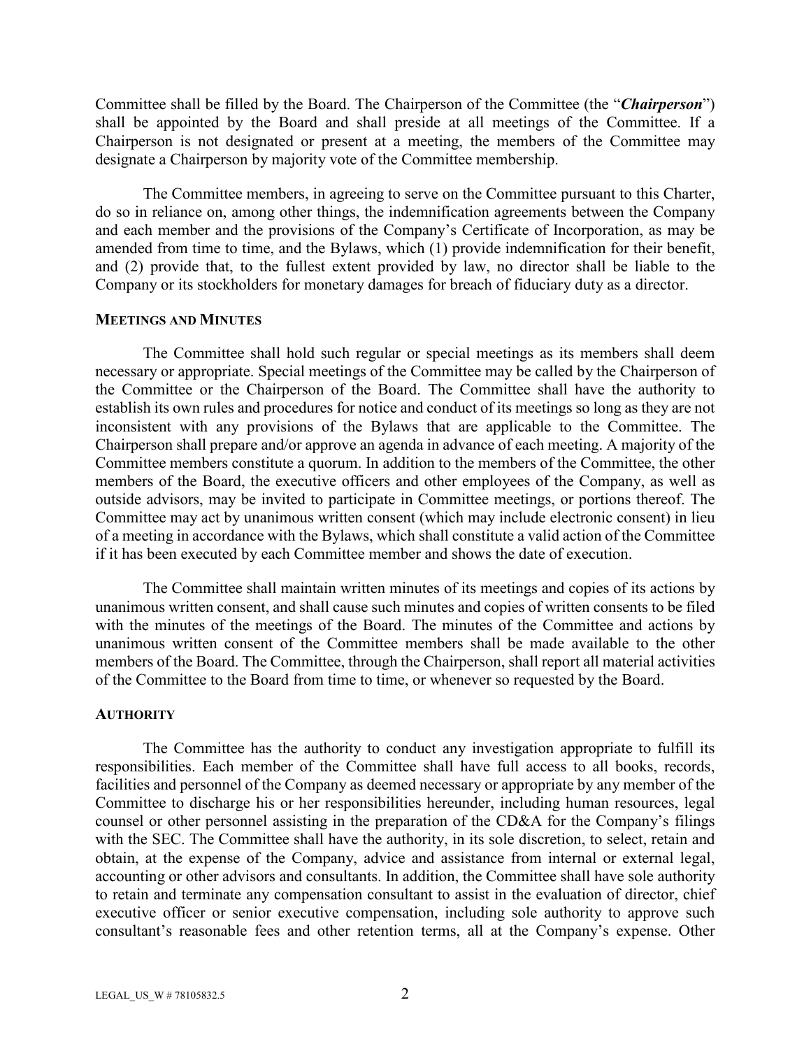Committee shall be filled by the Board. The Chairperson of the Committee (the "***Chairperson***") shall be appointed by the Board and shall preside at all meetings of the Committee. If a Chairperson is not designated or present at a meeting, the members of the Committee may designate a Chairperson by majority vote of the Committee membership.

The Committee members, in agreeing to serve on the Committee pursuant to this Charter, do so in reliance on, among other things, the indemnification agreements between the Company and each member and the provisions of the Company's Certificate of Incorporation, as may be amended from time to time, and the Bylaws, which (1) provide indemnification for their benefit, and (2) provide that, to the fullest extent provided by law, no director shall be liable to the Company or its stockholders for monetary damages for breach of fiduciary duty as a director.

### MEETINGS AND MINUTES

The Committee shall hold such regular or special meetings as its members shall deem necessary or appropriate. Special meetings of the Committee may be called by the Chairperson of the Committee or the Chairperson of the Board. The Committee shall have the authority to establish its own rules and procedures for notice and conduct of its meetings so long as they are not inconsistent with any provisions of the Bylaws that are applicable to the Committee. The Chairperson shall prepare and/or approve an agenda in advance of each meeting. A majority of the Committee members constitute a quorum. In addition to the members of the Committee, the other members of the Board, the executive officers and other employees of the Company, as well as outside advisors, may be invited to participate in Committee meetings, or portions thereof. The Committee may act by unanimous written consent (which may include electronic consent) in lieu of a meeting in accordance with the Bylaws, which shall constitute a valid action of the Committee if it has been executed by each Committee member and shows the date of execution.

The Committee shall maintain written minutes of its meetings and copies of its actions by unanimous written consent, and shall cause such minutes and copies of written consents to be filed with the minutes of the meetings of the Board. The minutes of the Committee and actions by unanimous written consent of the Committee members shall be made available to the other members of the Board. The Committee, through the Chairperson, shall report all material activities of the Committee to the Board from time to time, or whenever so requested by the Board.

### AUTHORITY

The Committee has the authority to conduct any investigation appropriate to fulfill its responsibilities. Each member of the Committee shall have full access to all books, records, facilities and personnel of the Company as deemed necessary or appropriate by any member of the Committee to discharge his or her responsibilities hereunder, including human resources, legal counsel or other personnel assisting in the preparation of the CD&A for the Company's filings with the SEC. The Committee shall have the authority, in its sole discretion, to select, retain and obtain, at the expense of the Company, advice and assistance from internal or external legal, accounting or other advisors and consultants. In addition, the Committee shall have sole authority to retain and terminate any compensation consultant to assist in the evaluation of director, chief executive officer or senior executive compensation, including sole authority to approve such consultant's reasonable fees and other retention terms, all at the Company's expense. Other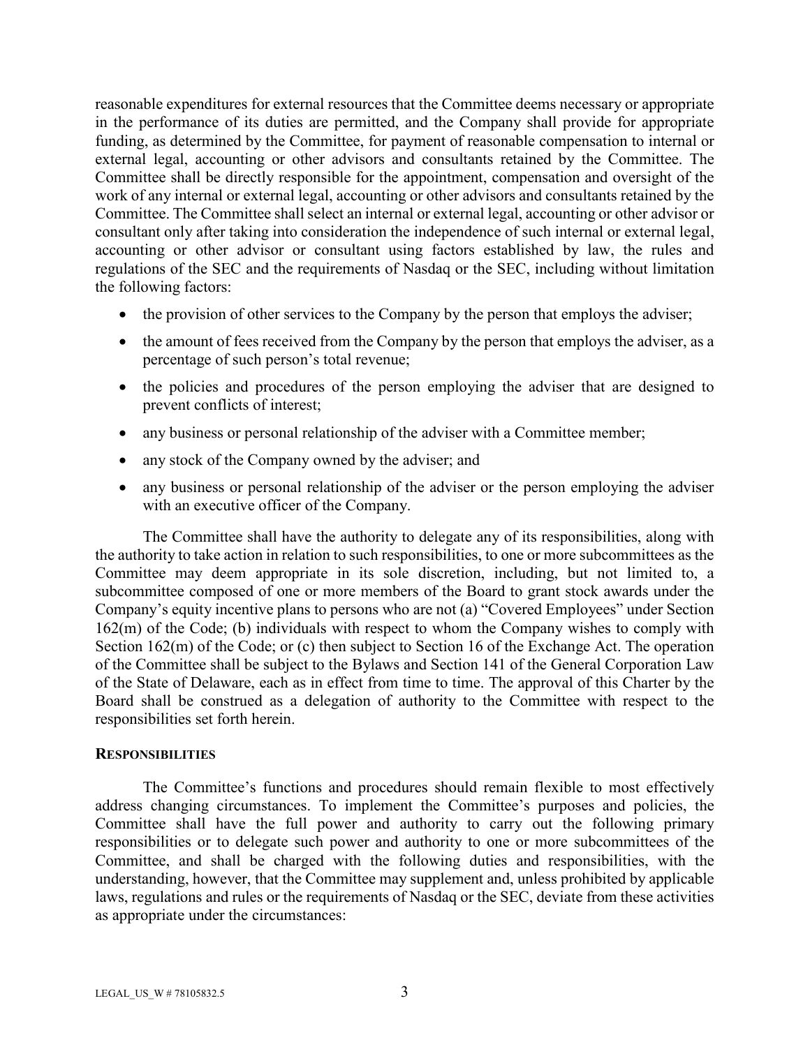reasonable expenditures for external resources that the Committee deems necessary or appropriate in the performance of its duties are permitted, and the Company shall provide for appropriate funding, as determined by the Committee, for payment of reasonable compensation to internal or external legal, accounting or other advisors and consultants retained by the Committee. The Committee shall be directly responsible for the appointment, compensation and oversight of the work of any internal or external legal, accounting or other advisors and consultants retained by the Committee. The Committee shall select an internal or external legal, accounting or other advisor or consultant only after taking into consideration the independence of such internal or external legal, accounting or other advisor or consultant using factors established by law, the rules and regulations of the SEC and the requirements of Nasdaq or the SEC, including without limitation the following factors:

- the provision of other services to the Company by the person that employs the adviser;
- the amount of fees received from the Company by the person that employs the adviser, as a percentage of such person's total revenue;
- the policies and procedures of the person employing the adviser that are designed to prevent conflicts of interest;
- any business or personal relationship of the adviser with a Committee member;
- any stock of the Company owned by the adviser; and
- any business or personal relationship of the adviser or the person employing the adviser with an executive officer of the Company.

The Committee shall have the authority to delegate any of its responsibilities, along with the authority to take action in relation to such responsibilities, to one or more subcommittees as the Committee may deem appropriate in its sole discretion, including, but not limited to, a subcommittee composed of one or more members of the Board to grant stock awards under the Company's equity incentive plans to persons who are not (a) "Covered Employees" under Section 162(m) of the Code; (b) individuals with respect to whom the Company wishes to comply with Section 162(m) of the Code; or (c) then subject to Section 16 of the Exchange Act. The operation of the Committee shall be subject to the Bylaws and Section 141 of the General Corporation Law of the State of Delaware, each as in effect from time to time. The approval of this Charter by the Board shall be construed as a delegation of authority to the Committee with respect to the responsibilities set forth herein.

## RESPONSIBILITIES

The Committee's functions and procedures should remain flexible to most effectively address changing circumstances. To implement the Committee's purposes and policies, the Committee shall have the full power and authority to carry out the following primary responsibilities or to delegate such power and authority to one or more subcommittees of the Committee, and shall be charged with the following duties and responsibilities, with the understanding, however, that the Committee may supplement and, unless prohibited by applicable laws, regulations and rules or the requirements of Nasdaq or the SEC, deviate from these activities as appropriate under the circumstances: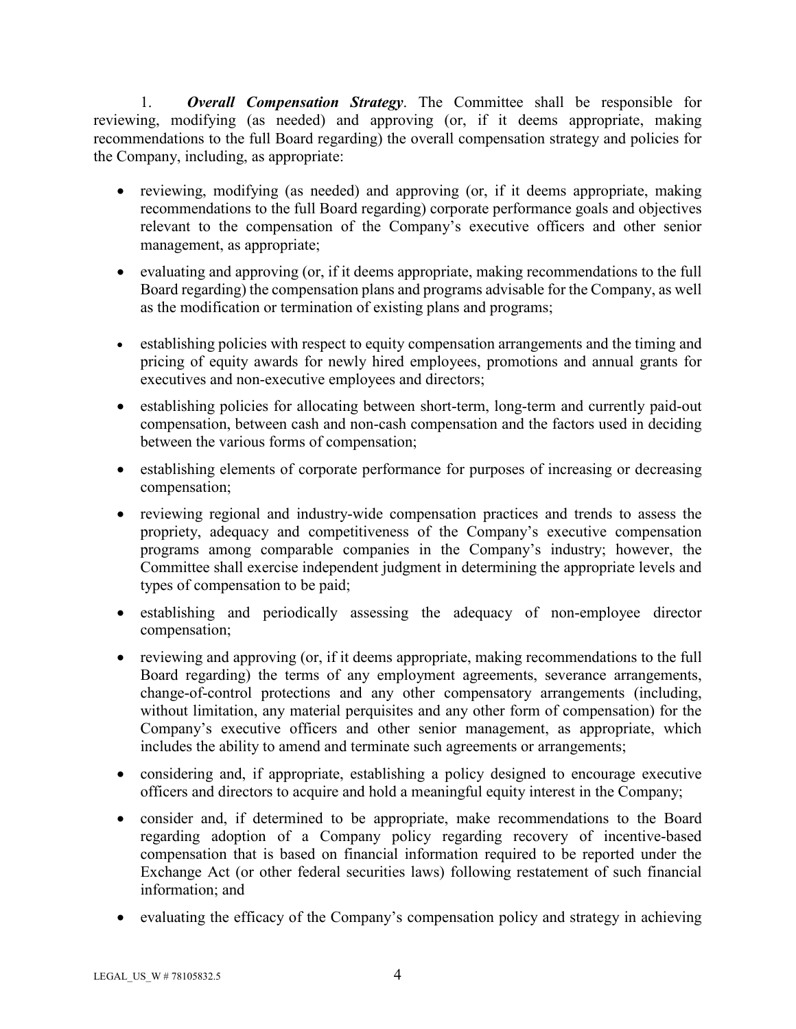1. ***Overall Compensation Strategy***. The Committee shall be responsible for reviewing, modifying (as needed) and approving (or, if it deems appropriate, making recommendations to the full Board regarding) the overall compensation strategy and policies for the Company, including, as appropriate:

- reviewing, modifying (as needed) and approving (or, if it deems appropriate, making recommendations to the full Board regarding) corporate performance goals and objectives relevant to the compensation of the Company's executive officers and other senior management, as appropriate;
- evaluating and approving (or, if it deems appropriate, making recommendations to the full Board regarding) the compensation plans and programs advisable for the Company, as well as the modification or termination of existing plans and programs;
- establishing policies with respect to equity compensation arrangements and the timing and pricing of equity awards for newly hired employees, promotions and annual grants for executives and non-executive employees and directors;
- establishing policies for allocating between short-term, long-term and currently paid-out compensation, between cash and non-cash compensation and the factors used in deciding between the various forms of compensation;
- establishing elements of corporate performance for purposes of increasing or decreasing compensation;
- reviewing regional and industry-wide compensation practices and trends to assess the propriety, adequacy and competitiveness of the Company's executive compensation programs among comparable companies in the Company's industry; however, the Committee shall exercise independent judgment in determining the appropriate levels and types of compensation to be paid;
- establishing and periodically assessing the adequacy of non-employee director compensation;
- reviewing and approving (or, if it deems appropriate, making recommendations to the full Board regarding) the terms of any employment agreements, severance arrangements, change-of-control protections and any other compensatory arrangements (including, without limitation, any material perquisites and any other form of compensation) for the Company's executive officers and other senior management, as appropriate, which includes the ability to amend and terminate such agreements or arrangements;
- considering and, if appropriate, establishing a policy designed to encourage executive officers and directors to acquire and hold a meaningful equity interest in the Company;
- consider and, if determined to be appropriate, make recommendations to the Board regarding adoption of a Company policy regarding recovery of incentive-based compensation that is based on financial information required to be reported under the Exchange Act (or other federal securities laws) following restatement of such financial information; and
- evaluating the efficacy of the Company's compensation policy and strategy in achieving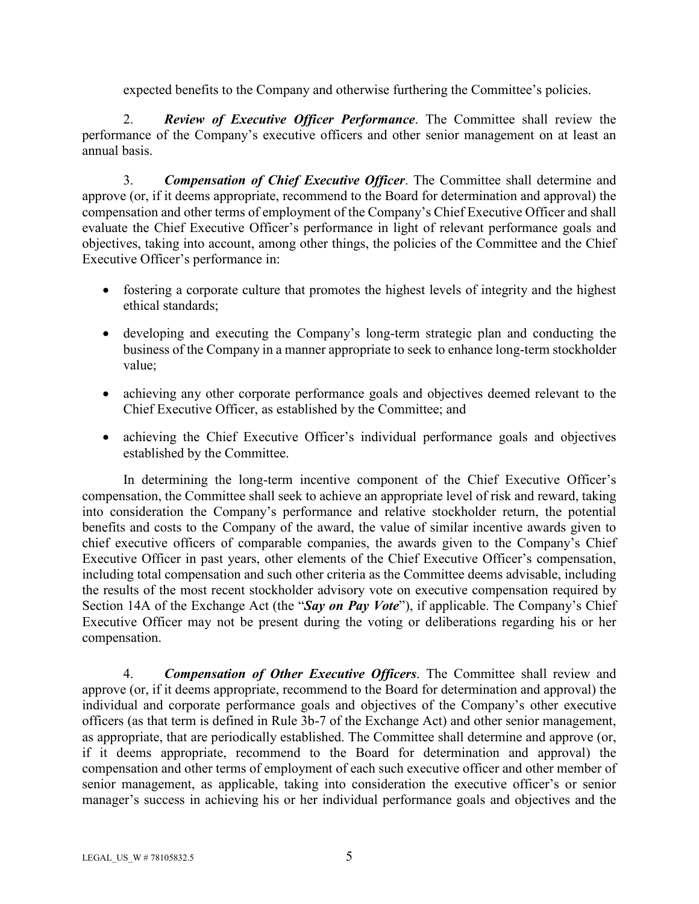expected benefits to the Company and otherwise furthering the Committee's policies.

2. ***Review of Executive Officer Performance***. The Committee shall review the performance of the Company's executive officers and other senior management on at least an annual basis.

3. ***Compensation of Chief Executive Officer***. The Committee shall determine and approve (or, if it deems appropriate, recommend to the Board for determination and approval) the compensation and other terms of employment of the Company's Chief Executive Officer and shall evaluate the Chief Executive Officer's performance in light of relevant performance goals and objectives, taking into account, among other things, the policies of the Committee and the Chief Executive Officer's performance in:

- fostering a corporate culture that promotes the highest levels of integrity and the highest ethical standards;
- developing and executing the Company's long-term strategic plan and conducting the business of the Company in a manner appropriate to seek to enhance long-term stockholder value;
- achieving any other corporate performance goals and objectives deemed relevant to the Chief Executive Officer, as established by the Committee; and
- achieving the Chief Executive Officer's individual performance goals and objectives established by the Committee.

In determining the long-term incentive component of the Chief Executive Officer's compensation, the Committee shall seek to achieve an appropriate level of risk and reward, taking into consideration the Company's performance and relative stockholder return, the potential benefits and costs to the Company of the award, the value of similar incentive awards given to chief executive officers of comparable companies, the awards given to the Company's Chief Executive Officer in past years, other elements of the Chief Executive Officer's compensation, including total compensation and such other criteria as the Committee deems advisable, including the results of the most recent stockholder advisory vote on executive compensation required by Section 14A of the Exchange Act (the "***Say on Pay Vote***"), if applicable. The Company's Chief Executive Officer may not be present during the voting or deliberations regarding his or her compensation.

4. ***Compensation of Other Executive Officers***. The Committee shall review and approve (or, if it deems appropriate, recommend to the Board for determination and approval) the individual and corporate performance goals and objectives of the Company's other executive officers (as that term is defined in Rule 3b-7 of the Exchange Act) and other senior management, as appropriate, that are periodically established. The Committee shall determine and approve (or, if it deems appropriate, recommend to the Board for determination and approval) the compensation and other terms of employment of each such executive officer and other member of senior management, as applicable, taking into consideration the executive officer's or senior manager's success in achieving his or her individual performance goals and objectives and the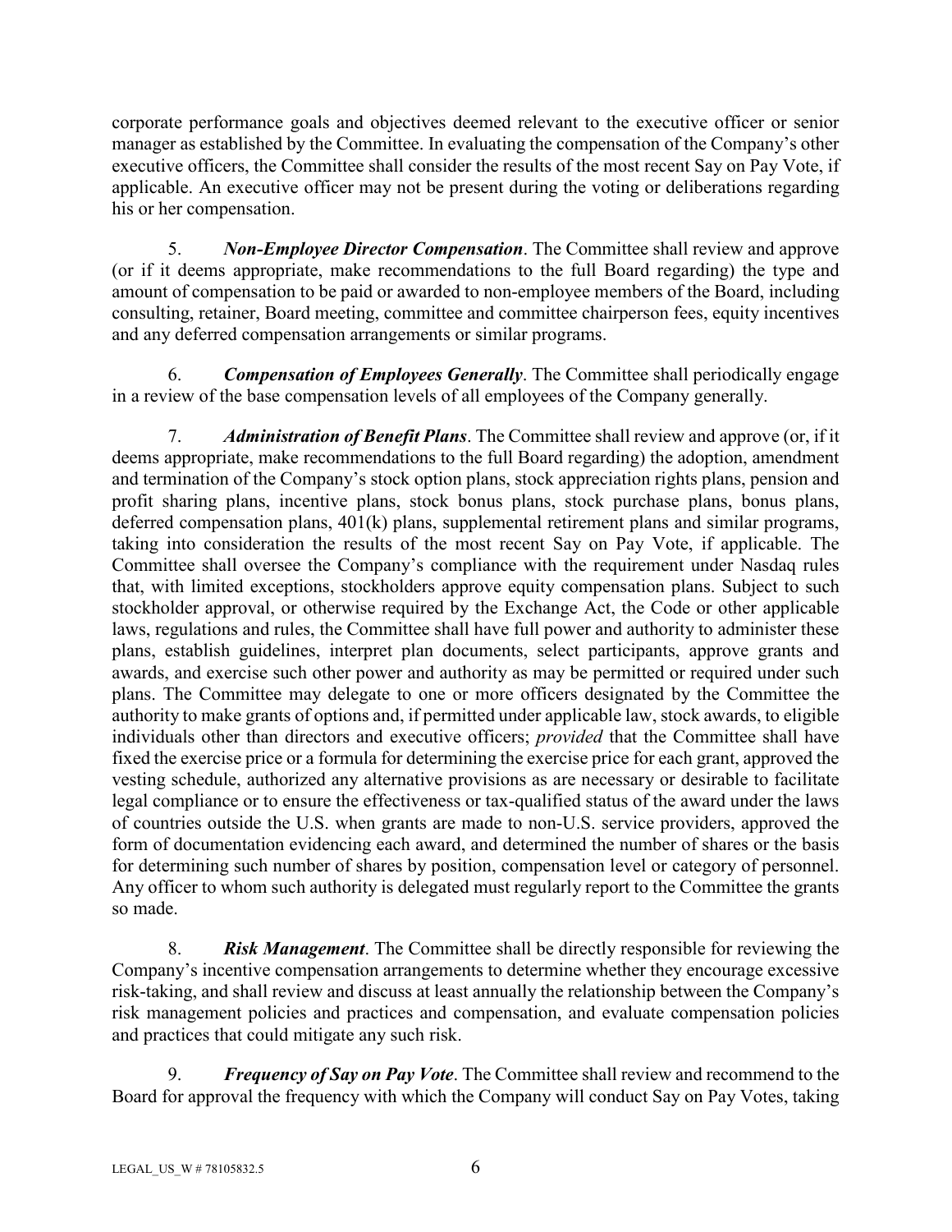corporate performance goals and objectives deemed relevant to the executive officer or senior manager as established by the Committee. In evaluating the compensation of the Company's other executive officers, the Committee shall consider the results of the most recent Say on Pay Vote, if applicable. An executive officer may not be present during the voting or deliberations regarding his or her compensation.

5. ***Non-Employee Director Compensation***. The Committee shall review and approve (or if it deems appropriate, make recommendations to the full Board regarding) the type and amount of compensation to be paid or awarded to non-employee members of the Board, including consulting, retainer, Board meeting, committee and committee chairperson fees, equity incentives and any deferred compensation arrangements or similar programs.

6. ***Compensation of Employees Generally***. The Committee shall periodically engage in a review of the base compensation levels of all employees of the Company generally.

7. ***Administration of Benefit Plans***. The Committee shall review and approve (or, if it deems appropriate, make recommendations to the full Board regarding) the adoption, amendment and termination of the Company's stock option plans, stock appreciation rights plans, pension and profit sharing plans, incentive plans, stock bonus plans, stock purchase plans, bonus plans, deferred compensation plans, 401(k) plans, supplemental retirement plans and similar programs, taking into consideration the results of the most recent Say on Pay Vote, if applicable. The Committee shall oversee the Company's compliance with the requirement under Nasdaq rules that, with limited exceptions, stockholders approve equity compensation plans. Subject to such stockholder approval, or otherwise required by the Exchange Act, the Code or other applicable laws, regulations and rules, the Committee shall have full power and authority to administer these plans, establish guidelines, interpret plan documents, select participants, approve grants and awards, and exercise such other power and authority as may be permitted or required under such plans. The Committee may delegate to one or more officers designated by the Committee the authority to make grants of options and, if permitted under applicable law, stock awards, to eligible individuals other than directors and executive officers; *provided* that the Committee shall have fixed the exercise price or a formula for determining the exercise price for each grant, approved the vesting schedule, authorized any alternative provisions as are necessary or desirable to facilitate legal compliance or to ensure the effectiveness or tax-qualified status of the award under the laws of countries outside the U.S. when grants are made to non-U.S. service providers, approved the form of documentation evidencing each award, and determined the number of shares or the basis for determining such number of shares by position, compensation level or category of personnel. Any officer to whom such authority is delegated must regularly report to the Committee the grants so made.

8. ***Risk Management***. The Committee shall be directly responsible for reviewing the Company's incentive compensation arrangements to determine whether they encourage excessive risk-taking, and shall review and discuss at least annually the relationship between the Company's risk management policies and practices and compensation, and evaluate compensation policies and practices that could mitigate any such risk.

9. ***Frequency of Say on Pay Vote***. The Committee shall review and recommend to the Board for approval the frequency with which the Company will conduct Say on Pay Votes, taking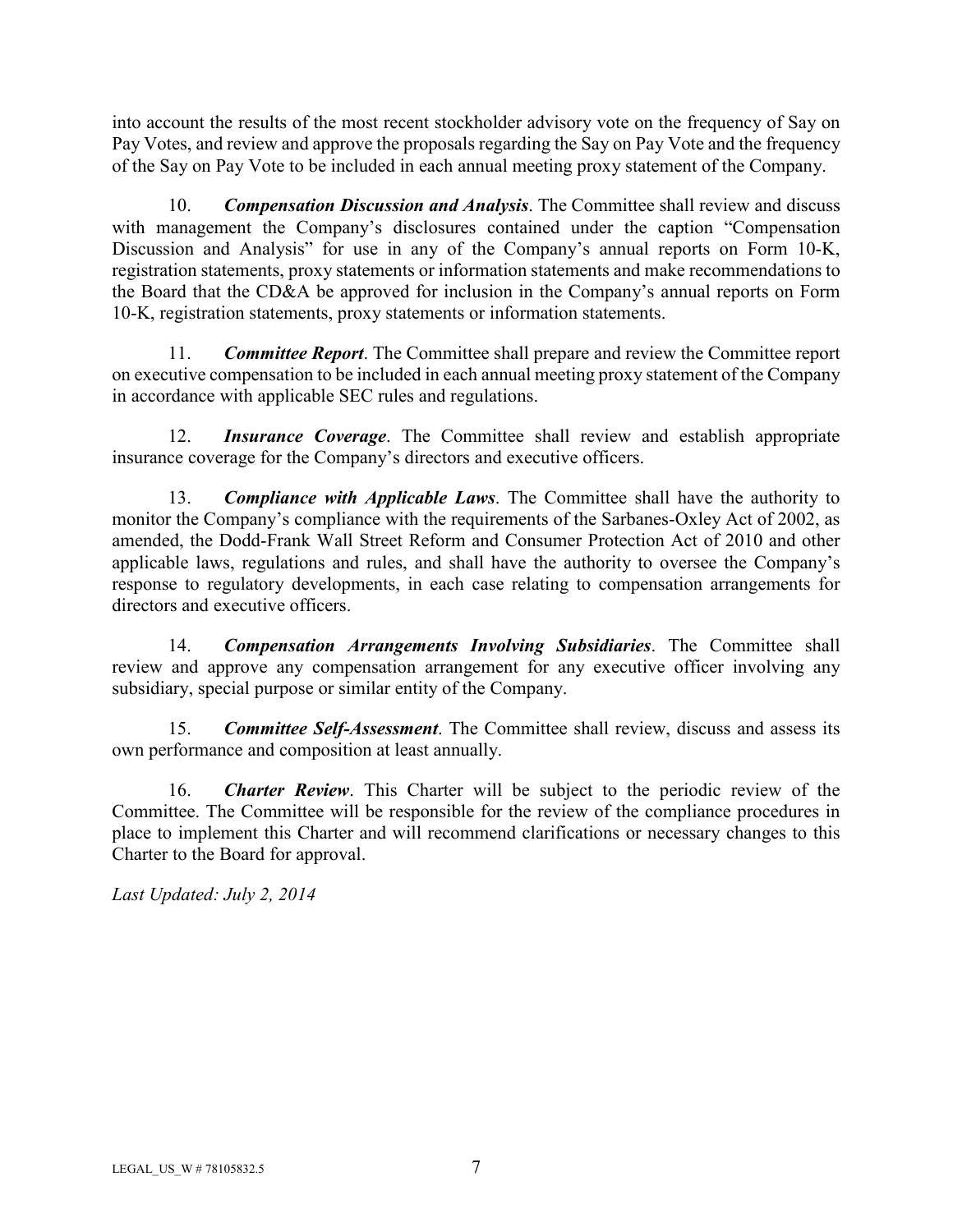into account the results of the most recent stockholder advisory vote on the frequency of Say on Pay Votes, and review and approve the proposals regarding the Say on Pay Vote and the frequency of the Say on Pay Vote to be included in each annual meeting proxy statement of the Company.

10. ***Compensation Discussion and Analysis***. The Committee shall review and discuss with management the Company's disclosures contained under the caption "Compensation Discussion and Analysis" for use in any of the Company's annual reports on Form 10-K, registration statements, proxy statements or information statements and make recommendations to the Board that the CD&A be approved for inclusion in the Company's annual reports on Form 10-K, registration statements, proxy statements or information statements.

11. ***Committee Report***. The Committee shall prepare and review the Committee report on executive compensation to be included in each annual meeting proxy statement of the Company in accordance with applicable SEC rules and regulations.

12. ***Insurance Coverage***. The Committee shall review and establish appropriate insurance coverage for the Company's directors and executive officers.

13. ***Compliance with Applicable Laws***. The Committee shall have the authority to monitor the Company's compliance with the requirements of the Sarbanes-Oxley Act of 2002, as amended, the Dodd-Frank Wall Street Reform and Consumer Protection Act of 2010 and other applicable laws, regulations and rules, and shall have the authority to oversee the Company's response to regulatory developments, in each case relating to compensation arrangements for directors and executive officers.

14. ***Compensation Arrangements Involving Subsidiaries***. The Committee shall review and approve any compensation arrangement for any executive officer involving any subsidiary, special purpose or similar entity of the Company.

15. ***Committee Self-Assessment***. The Committee shall review, discuss and assess its own performance and composition at least annually.

16. ***Charter Review***. This Charter will be subject to the periodic review of the Committee. The Committee will be responsible for the review of the compliance procedures in place to implement this Charter and will recommend clarifications or necessary changes to this Charter to the Board for approval.

*Last Updated: July 2, 2014*

LEGAL_US_W # 78105832.5